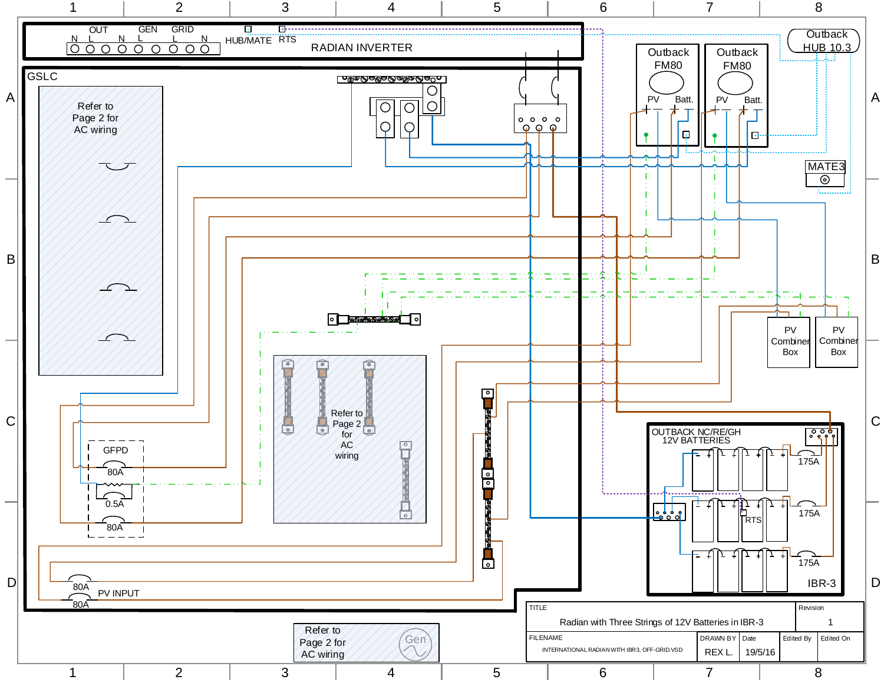RADIAN INVERTER

OUT N L | GEN N L | GRID L N | HUB/MATE | RTS

GSLC

Refer to Page 2 for AC wiring

Outback FM80 — PV, Batt.

Outback FM80 — PV, Batt.

Outback HUB 10.3

MATE3

PV Combiner Box

PV Combiner Box

GFPD — 80A, 0.5A, 80A

Refer to Page 2 for AC wiring

80A, 80A PV INPUT

OUTBACK NC/RE/GH 12V BATTERIES

175A, 175A, 175A

RTS

IBR-3

Refer to Page 2 for AC wiring

Gen

| TITLE | | | Revision |
|---|---|---|---|
| Radian with Three Strings of 12V Batteries in IBR-3 | | | 1 |

| FILENAME | DRAWN BY | Date | Edited By | Edited On |
|---|---|---|---|---|
| INTERNATIONAL RADIAN WITH IBR3, OFF-GRID.VSD | REX L. | 19/5/16 | | |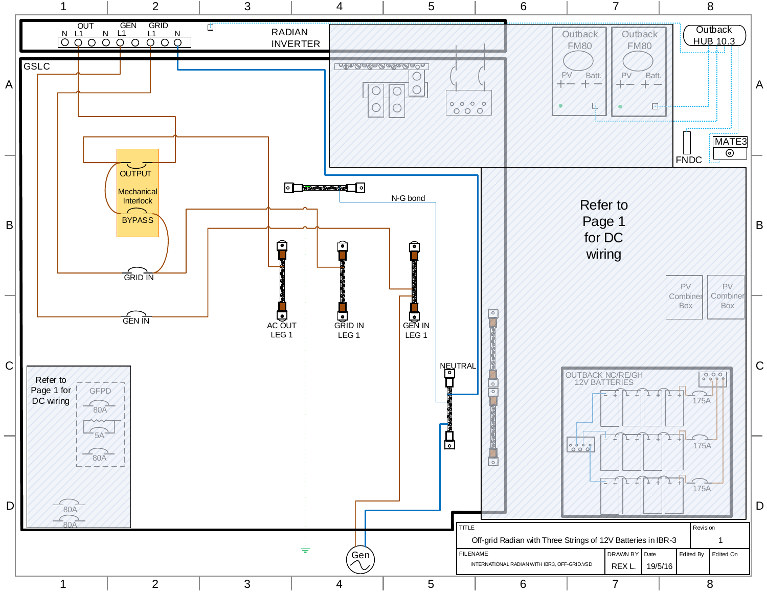RADIAN INVERTER

OUT N L1 GEN N L1 GRID L1 N

GSLC

OUTPUT

Mechanical Interlock

BYPASS

GRID IN

GEN IN

N-G bond

AC OUT LEG 1

GRID IN LEG 1

GEN IN LEG 1

NEUTRAL

Gen

Outback FM80

PV Batt.

Outback FM80

PV Batt.

Outback HUB 10.3

FNDC

MATE3

Refer to Page 1 for DC wiring

PV Combiner Box

PV Combiner Box

OUTBACK NC/RE/GH 12V BATTERIES

175A

175A

175A

Refer to Page 1 for DC wiring

GFPD

80A

5A

80A

80A

80A

| TITLE | | | Revision | |
|---|---|---|---|---|
| Off-grid Radian with Three Strings of 12V Batteries in IBR-3 | | | 1 | |
| FILENAME | DRAWN BY | Date | Edited By | Edited On |
| INTERNATIONAL RADIAN WITH IBR3, OFF-GRID.VSD | REX L. | 19/5/16 | | |